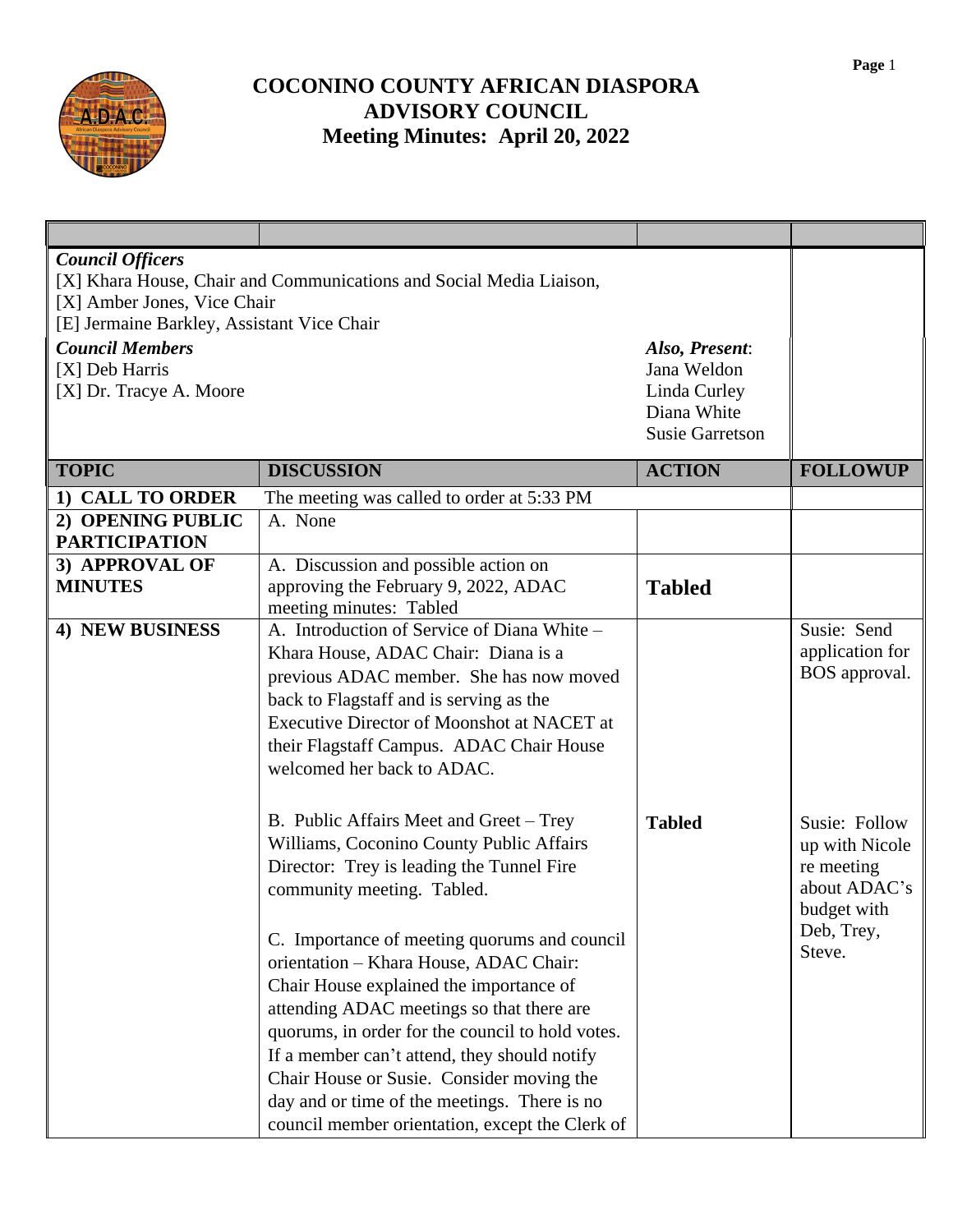# COCONINO COUNTY AFRICAN DIASPORA ADVISORY COUNCIL
## Meeting Minutes: April 20, 2022

***Council Officers***
[X] Khara House, Chair and Communications and Social Media Liaison,
[X] Amber Jones, Vice Chair
[E] Jermaine Barkley, Assistant Vice Chair

***Council Members***
[X] Deb Harris
[X] Dr. Tracye A. Moore

***Also, Present*:**
Jana Weldon
Linda Curley
Diana White
Susie Garretson

| TOPIC | DISCUSSION | ACTION | FOLLOWUP |
|---|---|---|---|
| **1) CALL TO ORDER** | The meeting was called to order at 5:33 PM | | |
| **2) OPENING PUBLIC PARTICIPATION** | A. None | | |
| **3) APPROVAL OF MINUTES** | A. Discussion and possible action on approving the February 9, 2022, ADAC meeting minutes: Tabled | **Tabled** | |
| **4) NEW BUSINESS** | A. Introduction of Service of Diana White – Khara House, ADAC Chair: Diana is a previous ADAC member. She has now moved back to Flagstaff and is serving as the Executive Director of Moonshot at NACET at their Flagstaff Campus. ADAC Chair House welcomed her back to ADAC. | | Susie: Send application for BOS approval. |
| | B. Public Affairs Meet and Greet – Trey Williams, Coconino County Public Affairs Director: Trey is leading the Tunnel Fire community meeting. Tabled. | **Tabled** | Susie: Follow up with Nicole re meeting about ADAC's budget with Deb, Trey, Steve. |
| | C. Importance of meeting quorums and council orientation – Khara House, ADAC Chair: Chair House explained the importance of attending ADAC meetings so that there are quorums, in order for the council to hold votes. If a member can't attend, they should notify Chair House or Susie. Consider moving the day and or time of the meetings. There is no council member orientation, except the Clerk of | | |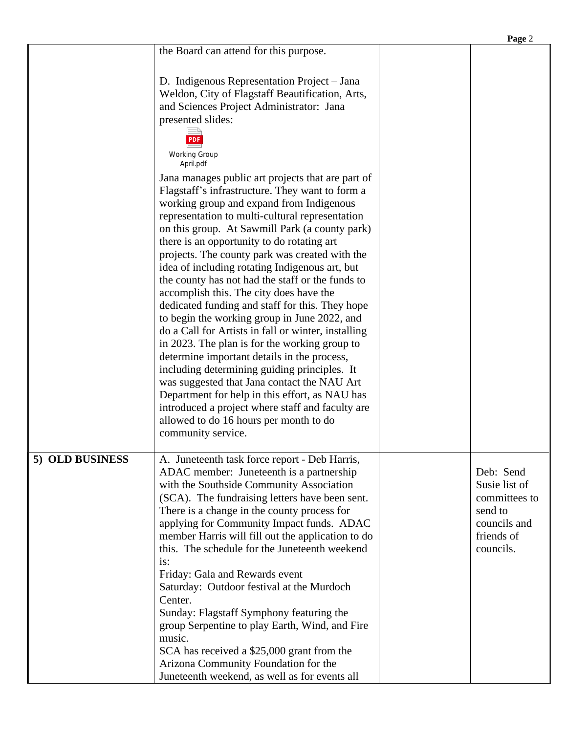| | | | |
|---|---|---|---|
| | the Board can attend for this purpose.<br><br>D. Indigenous Representation Project – Jana Weldon, City of Flagstaff Beautification, Arts, and Sciences Project Administrator: Jana presented slides:<br><br>Working Group April.pdf<br><br>Jana manages public art projects that are part of Flagstaff's infrastructure. They want to form a working group and expand from Indigenous representation to multi-cultural representation on this group. At Sawmill Park (a county park) there is an opportunity to do rotating art projects. The county park was created with the idea of including rotating Indigenous art, but the county has not had the staff or the funds to accomplish this. The city does have the dedicated funding and staff for this. They hope to begin the working group in June 2022, and do a Call for Artists in fall or winter, installing in 2023. The plan is for the working group to determine important details in the process, including determining guiding principles. It was suggested that Jana contact the NAU Art Department for help in this effort, as NAU has introduced a project where staff and faculty are allowed to do 16 hours per month to do community service. | | |
| **5) OLD BUSINESS** | A. Juneteenth task force report - Deb Harris, ADAC member: Juneteenth is a partnership with the Southside Community Association (SCA). The fundraising letters have been sent. There is a change in the county process for applying for Community Impact funds. ADAC member Harris will fill out the application to do this. The schedule for the Juneteenth weekend is:<br>Friday: Gala and Rewards event<br>Saturday: Outdoor festival at the Murdoch Center.<br>Sunday: Flagstaff Symphony featuring the group Serpentine to play Earth, Wind, and Fire music.<br>SCA has received a $25,000 grant from the Arizona Community Foundation for the Juneteenth weekend, as well as for events all | | Deb: Send Susie list of committees to send to councils and friends of councils. |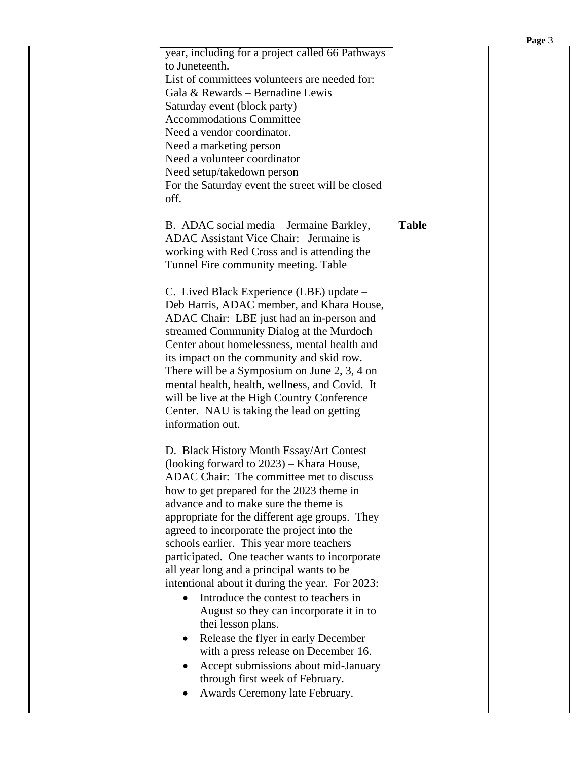| | | | |
|---|---|---|---|
| | year, including for a project called 66 Pathways to Juneteenth.<br>List of committees volunteers are needed for:<br>Gala & Rewards – Bernadine Lewis<br>Saturday event (block party)<br>Accommodations Committee<br>Need a vendor coordinator.<br>Need a marketing person<br>Need a volunteer coordinator<br>Need setup/takedown person<br>For the Saturday event the street will be closed off.<br><br>B. ADAC social media – Jermaine Barkley, ADAC Assistant Vice Chair: Jermaine is working with Red Cross and is attending the Tunnel Fire community meeting. Table<br><br>C. Lived Black Experience (LBE) update – Deb Harris, ADAC member, and Khara House, ADAC Chair: LBE just had an in-person and streamed Community Dialog at the Murdoch Center about homelessness, mental health and its impact on the community and skid row. There will be a Symposium on June 2, 3, 4 on mental health, health, wellness, and Covid. It will be live at the High Country Conference Center. NAU is taking the lead on getting information out.<br><br>D. Black History Month Essay/Art Contest (looking forward to 2023) – Khara House, ADAC Chair: The committee met to discuss how to get prepared for the 2023 theme in advance and to make sure the theme is appropriate for the different age groups. They agreed to incorporate the project into the schools earlier. This year more teachers participated. One teacher wants to incorporate all year long and a principal wants to be intentional about it during the year. For 2023:<br>• Introduce the contest to teachers in August so they can incorporate it in to thei lesson plans.<br>• Release the flyer in early December with a press release on December 16.<br>• Accept submissions about mid-January through first week of February.<br>• Awards Ceremony late February. | <br><br><br><br><br><br><br><br><br><br><br><br>**Table** | |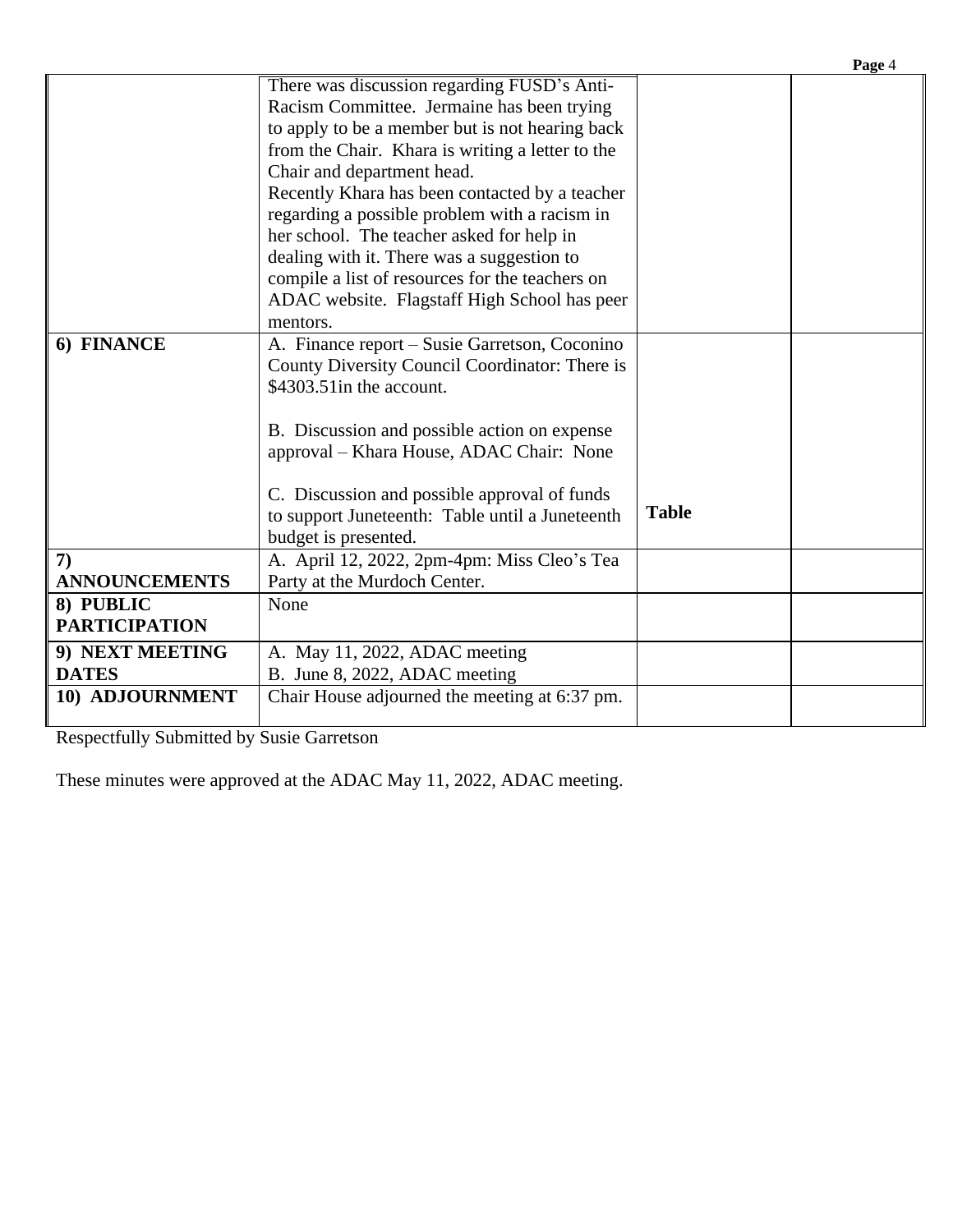| | | | |
|---|---|---|---|
| | There was discussion regarding FUSD's Anti-Racism Committee. Jermaine has been trying to apply to be a member but is not hearing back from the Chair. Khara is writing a letter to the Chair and department head. Recently Khara has been contacted by a teacher regarding a possible problem with a racism in her school. The teacher asked for help in dealing with it. There was a suggestion to compile a list of resources for the teachers on ADAC website. Flagstaff High School has peer mentors. | | |
| **6) FINANCE** | A. Finance report – Susie Garretson, Coconino County Diversity Council Coordinator: There is \$4303.51in the account.<br><br>B. Discussion and possible action on expense approval – Khara House, ADAC Chair: None<br><br>C. Discussion and possible approval of funds to support Juneteenth: Table until a Juneteenth budget is presented. | **Table** | |
| **7) ANNOUNCEMENTS** | A. April 12, 2022, 2pm-4pm: Miss Cleo's Tea Party at the Murdoch Center. | | |
| **8) PUBLIC PARTICIPATION** | None | | |
| **9) NEXT MEETING DATES** | A. May 11, 2022, ADAC meeting<br>B. June 8, 2022, ADAC meeting | | |
| **10) ADJOURNMENT** | Chair House adjourned the meeting at 6:37 pm. | | |

Respectfully Submitted by Susie Garretson

These minutes were approved at the ADAC May 11, 2022, ADAC meeting.